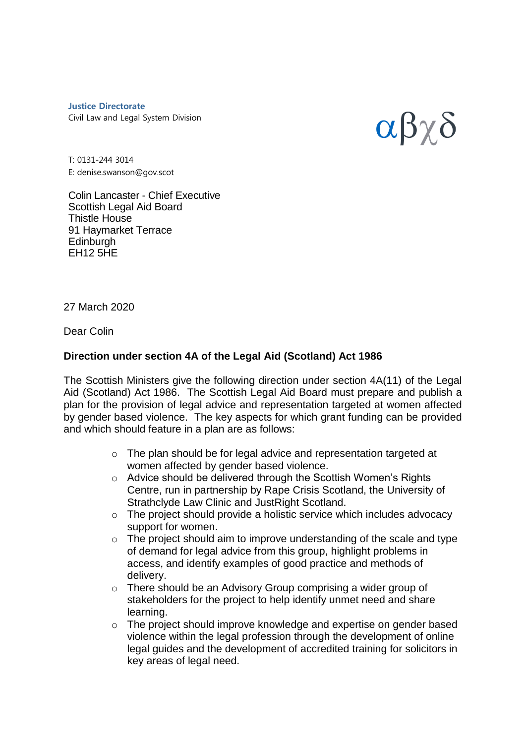**Justice Directorate**
Civil Law and Legal System Division

αβχδ

T: 0131-244 3014
E: denise.swanson@gov.scot

Colin Lancaster - Chief Executive
Scottish Legal Aid Board
Thistle House
91 Haymarket Terrace
Edinburgh
EH12 5HE

27 March 2020

Dear Colin

**Direction under section 4A of the Legal Aid (Scotland) Act 1986**

The Scottish Ministers give the following direction under section 4A(11) of the Legal Aid (Scotland) Act 1986. The Scottish Legal Aid Board must prepare and publish a plan for the provision of legal advice and representation targeted at women affected by gender based violence. The key aspects for which grant funding can be provided and which should feature in a plan are as follows:

- The plan should be for legal advice and representation targeted at women affected by gender based violence.
- Advice should be delivered through the Scottish Women's Rights Centre, run in partnership by Rape Crisis Scotland, the University of Strathclyde Law Clinic and JustRight Scotland.
- The project should provide a holistic service which includes advocacy support for women.
- The project should aim to improve understanding of the scale and type of demand for legal advice from this group, highlight problems in access, and identify examples of good practice and methods of delivery.
- There should be an Advisory Group comprising a wider group of stakeholders for the project to help identify unmet need and share learning.
- The project should improve knowledge and expertise on gender based violence within the legal profession through the development of online legal guides and the development of accredited training for solicitors in key areas of legal need.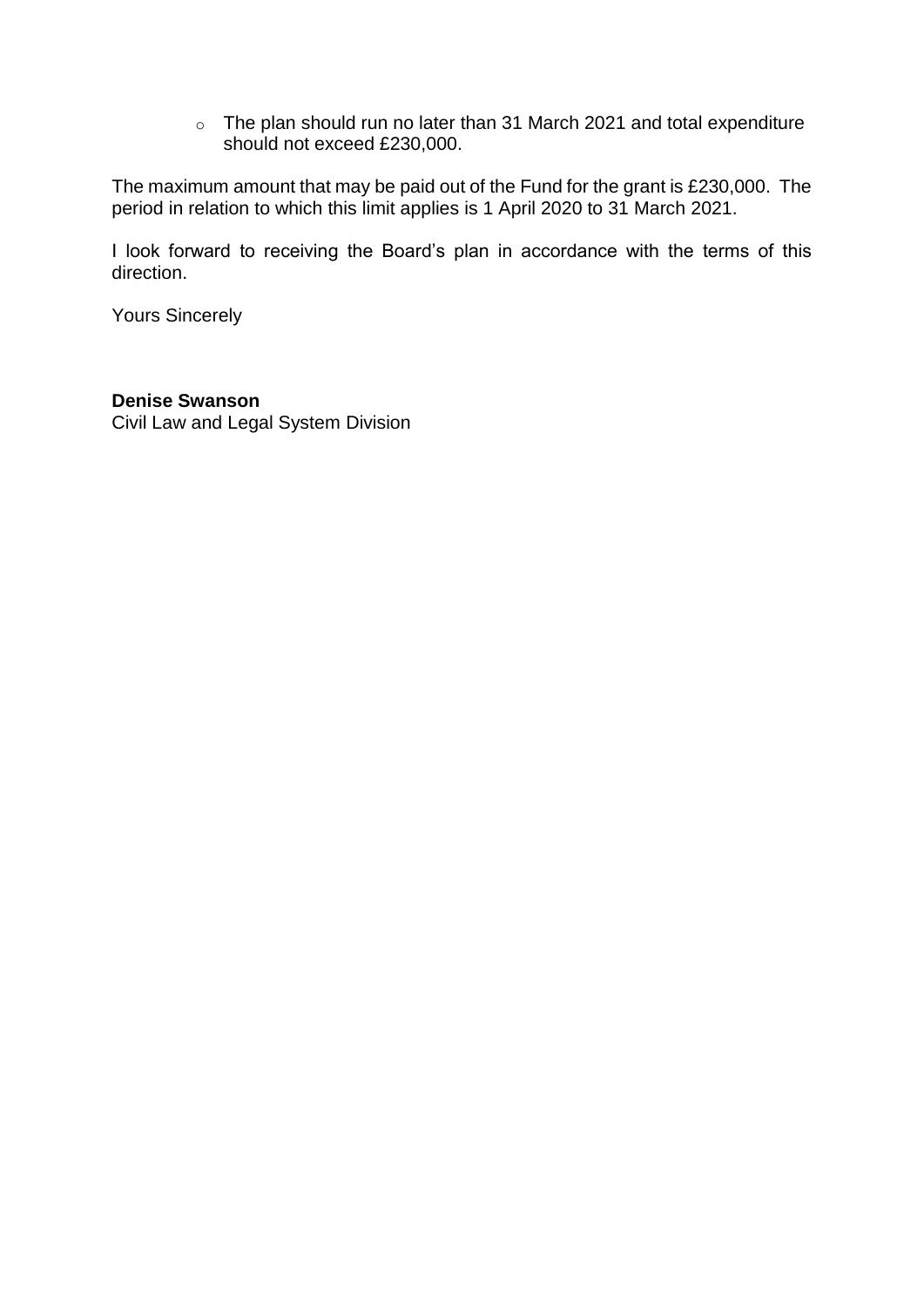- The plan should run no later than 31 March 2021 and total expenditure should not exceed £230,000.

The maximum amount that may be paid out of the Fund for the grant is £230,000. The period in relation to which this limit applies is 1 April 2020 to 31 March 2021.

I look forward to receiving the Board's plan in accordance with the terms of this direction.

Yours Sincerely

**Denise Swanson**
Civil Law and Legal System Division